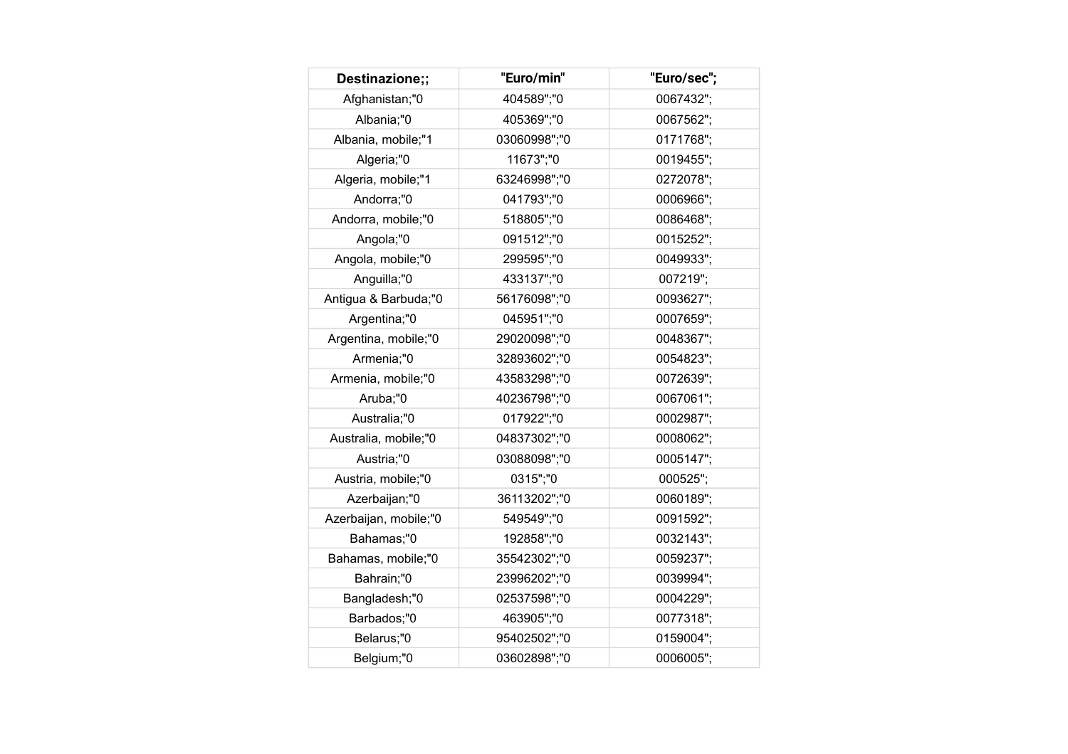| Destinazione;; | "Euro/min" | "Euro/sec"; |
|---|---|---|
| Afghanistan;"0 | 404589";"0 | 0067432"; |
| Albania;"0 | 405369";"0 | 0067562"; |
| Albania, mobile;"1 | 03060998";"0 | 0171768"; |
| Algeria;"0 | 11673";"0 | 0019455"; |
| Algeria, mobile;"1 | 63246998";"0 | 0272078"; |
| Andorra;"0 | 041793";"0 | 0006966"; |
| Andorra, mobile;"0 | 518805";"0 | 0086468"; |
| Angola;"0 | 091512";"0 | 0015252"; |
| Angola, mobile;"0 | 299595";"0 | 0049933"; |
| Anguilla;"0 | 433137";"0 | 007219"; |
| Antigua & Barbuda;"0 | 56176098";"0 | 0093627"; |
| Argentina;"0 | 045951";"0 | 0007659"; |
| Argentina, mobile;"0 | 29020098";"0 | 0048367"; |
| Armenia;"0 | 32893602";"0 | 0054823"; |
| Armenia, mobile;"0 | 43583298";"0 | 0072639"; |
| Aruba;"0 | 40236798";"0 | 0067061"; |
| Australia;"0 | 017922";"0 | 0002987"; |
| Australia, mobile;"0 | 04837302";"0 | 0008062"; |
| Austria;"0 | 03088098";"0 | 0005147"; |
| Austria, mobile;"0 | 0315";"0 | 000525"; |
| Azerbaijan;"0 | 36113202";"0 | 0060189"; |
| Azerbaijan, mobile;"0 | 549549";"0 | 0091592"; |
| Bahamas;"0 | 192858";"0 | 0032143"; |
| Bahamas, mobile;"0 | 35542302";"0 | 0059237"; |
| Bahrain;"0 | 23996202";"0 | 0039994"; |
| Bangladesh;"0 | 02537598";"0 | 0004229"; |
| Barbados;"0 | 463905";"0 | 0077318"; |
| Belarus;"0 | 95402502";"0 | 0159004"; |
| Belgium;"0 | 03602898";"0 | 0006005"; |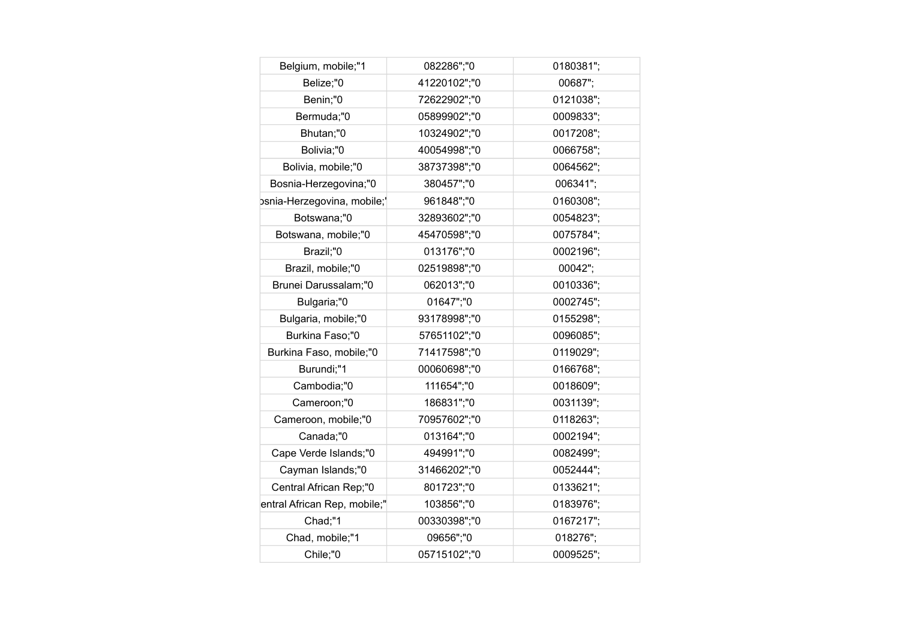| Belgium, mobile;"1 | 082286";"0 | 0180381"; |
|---|---|---|
| Belize;"0 | 41220102";"0 | 00687"; |
| Benin;"0 | 72622902";"0 | 0121038"; |
| Bermuda;"0 | 05899902";"0 | 0009833"; |
| Bhutan;"0 | 10324902";"0 | 0017208"; |
| Bolivia;"0 | 40054998";"0 | 0066758"; |
| Bolivia, mobile;"0 | 38737398";"0 | 0064562"; |
| Bosnia-Herzegovina;"0 | 380457";"0 | 006341"; |
| osnia-Herzegovina, mobile;' | 961848";"0 | 0160308"; |
| Botswana;"0 | 32893602";"0 | 0054823"; |
| Botswana, mobile;"0 | 45470598";"0 | 0075784"; |
| Brazil;"0 | 013176";"0 | 0002196"; |
| Brazil, mobile;"0 | 02519898";"0 | 00042"; |
| Brunei Darussalam;"0 | 062013";"0 | 0010336"; |
| Bulgaria;"0 | 01647";"0 | 0002745"; |
| Bulgaria, mobile;"0 | 93178998";"0 | 0155298"; |
| Burkina Faso;"0 | 57651102";"0 | 0096085"; |
| Burkina Faso, mobile;"0 | 71417598";"0 | 0119029"; |
| Burundi;"1 | 00060698";"0 | 0166768"; |
| Cambodia;"0 | 111654";"0 | 0018609"; |
| Cameroon;"0 | 186831";"0 | 0031139"; |
| Cameroon, mobile;"0 | 70957602";"0 | 0118263"; |
| Canada;"0 | 013164";"0 | 0002194"; |
| Cape Verde Islands;"0 | 494991";"0 | 0082499"; |
| Cayman Islands;"0 | 31466202";"0 | 0052444"; |
| Central African Rep;"0 | 801723";"0 | 0133621"; |
| entral African Rep, mobile;" | 103856";"0 | 0183976"; |
| Chad;"1 | 00330398";"0 | 0167217"; |
| Chad, mobile;"1 | 09656";"0 | 018276"; |
| Chile;"0 | 05715102";"0 | 0009525"; |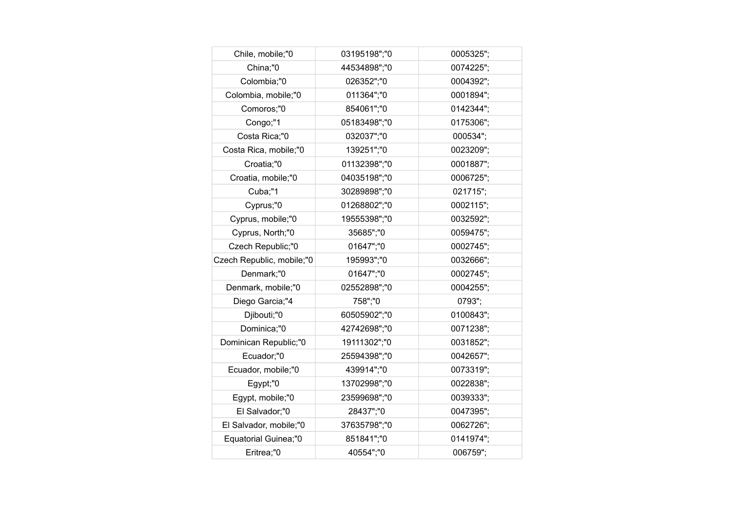| | | |
|---|---|---|
| Chile, mobile;"0 | 03195198";"0 | 0005325"; |
| China;"0 | 44534898";"0 | 0074225"; |
| Colombia;"0 | 026352";"0 | 0004392"; |
| Colombia, mobile;"0 | 011364";"0 | 0001894"; |
| Comoros;"0 | 854061";"0 | 0142344"; |
| Congo;"1 | 05183498";"0 | 0175306"; |
| Costa Rica;"0 | 032037";"0 | 000534"; |
| Costa Rica, mobile;"0 | 139251";"0 | 0023209"; |
| Croatia;"0 | 01132398";"0 | 0001887"; |
| Croatia, mobile;"0 | 04035198";"0 | 0006725"; |
| Cuba;"1 | 30289898";"0 | 021715"; |
| Cyprus;"0 | 01268802";"0 | 0002115"; |
| Cyprus, mobile;"0 | 19555398";"0 | 0032592"; |
| Cyprus, North;"0 | 35685";"0 | 0059475"; |
| Czech Republic;"0 | 01647";"0 | 0002745"; |
| Czech Republic, mobile;"0 | 195993";"0 | 0032666"; |
| Denmark;"0 | 01647";"0 | 0002745"; |
| Denmark, mobile;"0 | 02552898";"0 | 0004255"; |
| Diego Garcia;"4 | 758";"0 | 0793"; |
| Djibouti;"0 | 60505902";"0 | 0100843"; |
| Dominica;"0 | 42742698";"0 | 0071238"; |
| Dominican Republic;"0 | 19111302";"0 | 0031852"; |
| Ecuador;"0 | 25594398";"0 | 0042657"; |
| Ecuador, mobile;"0 | 439914";"0 | 0073319"; |
| Egypt;"0 | 13702998";"0 | 0022838"; |
| Egypt, mobile;"0 | 23599698";"0 | 0039333"; |
| El Salvador;"0 | 28437";"0 | 0047395"; |
| El Salvador, mobile;"0 | 37635798";"0 | 0062726"; |
| Equatorial Guinea;"0 | 851841";"0 | 0141974"; |
| Eritrea;"0 | 40554";"0 | 006759"; |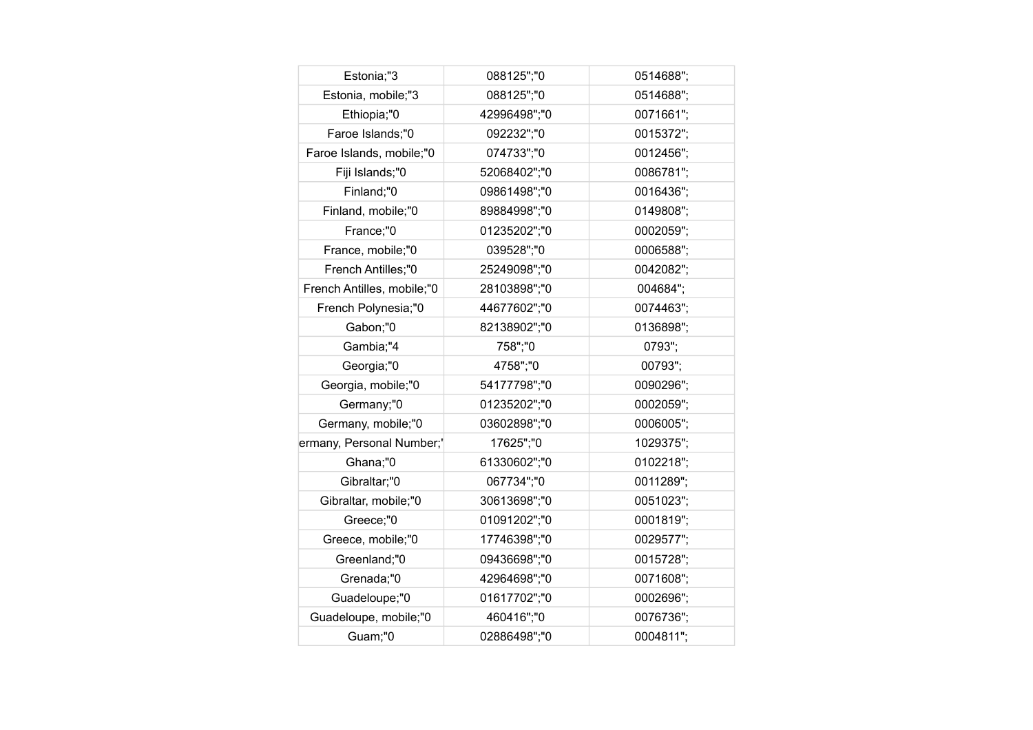| Estonia;"3 | 088125";"0 | 0514688"; |
|---|---|---|
| Estonia, mobile;"3 | 088125";"0 | 0514688"; |
| Ethiopia;"0 | 42996498";"0 | 0071661"; |
| Faroe Islands;"0 | 092232";"0 | 0015372"; |
| Faroe Islands, mobile;"0 | 074733";"0 | 0012456"; |
| Fiji Islands;"0 | 52068402";"0 | 0086781"; |
| Finland;"0 | 09861498";"0 | 0016436"; |
| Finland, mobile;"0 | 89884998";"0 | 0149808"; |
| France;"0 | 01235202";"0 | 0002059"; |
| France, mobile;"0 | 039528";"0 | 0006588"; |
| French Antilles;"0 | 25249098";"0 | 0042082"; |
| French Antilles, mobile;"0 | 28103898";"0 | 004684"; |
| French Polynesia;"0 | 44677602";"0 | 0074463"; |
| Gabon;"0 | 82138902";"0 | 0136898"; |
| Gambia;"4 | 758";"0 | 0793"; |
| Georgia;"0 | 4758";"0 | 00793"; |
| Georgia, mobile;"0 | 54177798";"0 | 0090296"; |
| Germany;"0 | 01235202";"0 | 0002059"; |
| Germany, mobile;"0 | 03602898";"0 | 0006005"; |
| ermany, Personal Number;' | 17625";"0 | 1029375"; |
| Ghana;"0 | 61330602";"0 | 0102218"; |
| Gibraltar;"0 | 067734";"0 | 0011289"; |
| Gibraltar, mobile;"0 | 30613698";"0 | 0051023"; |
| Greece;"0 | 01091202";"0 | 0001819"; |
| Greece, mobile;"0 | 17746398";"0 | 0029577"; |
| Greenland;"0 | 09436698";"0 | 0015728"; |
| Grenada;"0 | 42964698";"0 | 0071608"; |
| Guadeloupe;"0 | 01617702";"0 | 0002696"; |
| Guadeloupe, mobile;"0 | 460416";"0 | 0076736"; |
| Guam;"0 | 02886498";"0 | 0004811"; |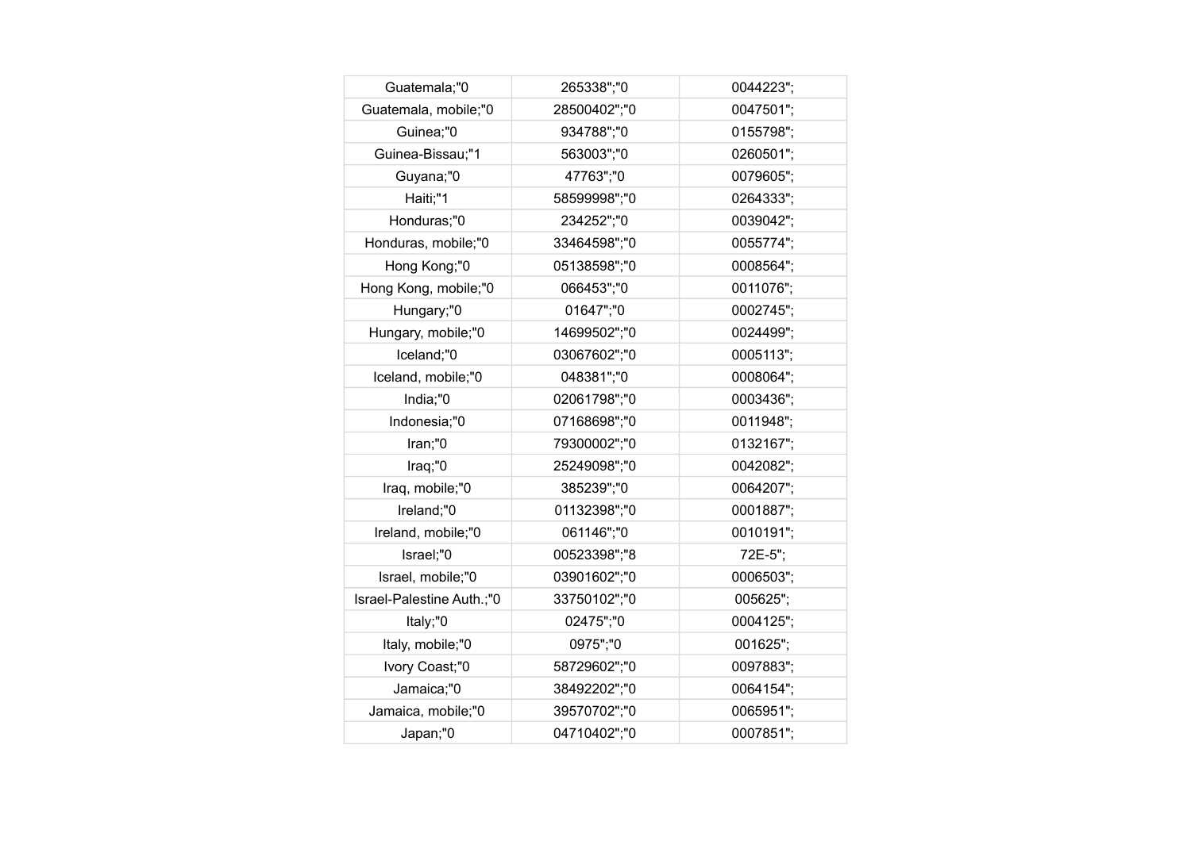| Guatemala;"0 | 265338";"0 | 0044223"; |
|---|---|---|
| Guatemala, mobile;"0 | 28500402";"0 | 0047501"; |
| Guinea;"0 | 934788";"0 | 0155798"; |
| Guinea-Bissau;"1 | 563003";"0 | 0260501"; |
| Guyana;"0 | 47763";"0 | 0079605"; |
| Haiti;"1 | 58599998";"0 | 0264333"; |
| Honduras;"0 | 234252";"0 | 0039042"; |
| Honduras, mobile;"0 | 33464598";"0 | 0055774"; |
| Hong Kong;"0 | 05138598";"0 | 0008564"; |
| Hong Kong, mobile;"0 | 066453";"0 | 0011076"; |
| Hungary;"0 | 01647";"0 | 0002745"; |
| Hungary, mobile;"0 | 14699502";"0 | 0024499"; |
| Iceland;"0 | 03067602";"0 | 0005113"; |
| Iceland, mobile;"0 | 048381";"0 | 0008064"; |
| India;"0 | 02061798";"0 | 0003436"; |
| Indonesia;"0 | 07168698";"0 | 0011948"; |
| Iran;"0 | 79300002";"0 | 0132167"; |
| Iraq;"0 | 25249098";"0 | 0042082"; |
| Iraq, mobile;"0 | 385239";"0 | 0064207"; |
| Ireland;"0 | 01132398";"0 | 0001887"; |
| Ireland, mobile;"0 | 061146";"0 | 0010191"; |
| Israel;"0 | 00523398";"8 | 72E-5"; |
| Israel, mobile;"0 | 03901602";"0 | 0006503"; |
| Israel-Palestine Auth.;"0 | 33750102";"0 | 005625"; |
| Italy;"0 | 02475";"0 | 0004125"; |
| Italy, mobile;"0 | 0975";"0 | 001625"; |
| Ivory Coast;"0 | 58729602";"0 | 0097883"; |
| Jamaica;"0 | 38492202";"0 | 0064154"; |
| Jamaica, mobile;"0 | 39570702";"0 | 0065951"; |
| Japan;"0 | 04710402";"0 | 0007851"; |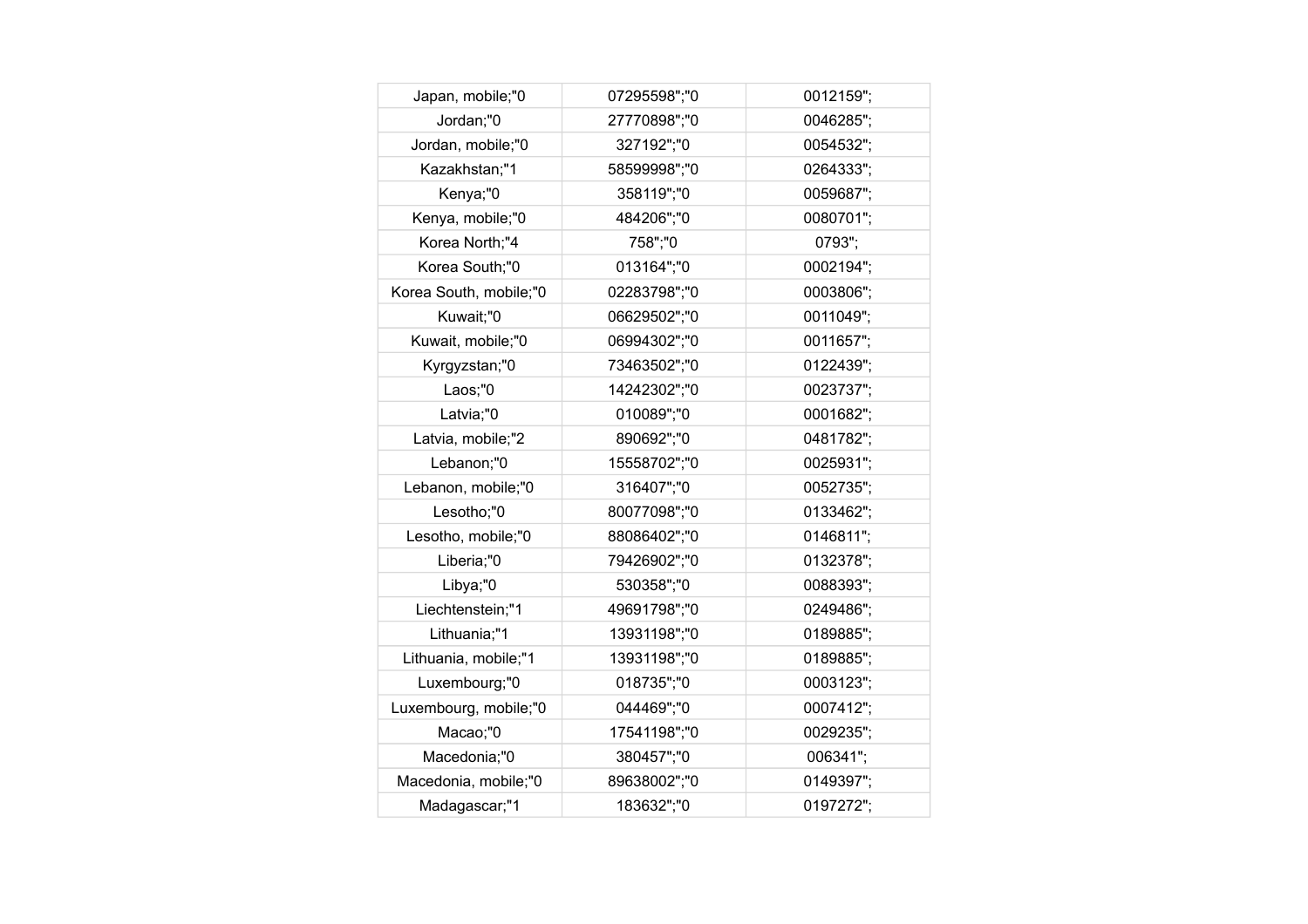| Japan, mobile;"0 | 07295598";"0 | 0012159"; |
|---|---|---|
| Jordan;"0 | 27770898";"0 | 0046285"; |
| Jordan, mobile;"0 | 327192";"0 | 0054532"; |
| Kazakhstan;"1 | 58599998";"0 | 0264333"; |
| Kenya;"0 | 358119";"0 | 0059687"; |
| Kenya, mobile;"0 | 484206";"0 | 0080701"; |
| Korea North;"4 | 758";"0 | 0793"; |
| Korea South;"0 | 013164";"0 | 0002194"; |
| Korea South, mobile;"0 | 02283798";"0 | 0003806"; |
| Kuwait;"0 | 06629502";"0 | 0011049"; |
| Kuwait, mobile;"0 | 06994302";"0 | 0011657"; |
| Kyrgyzstan;"0 | 73463502";"0 | 0122439"; |
| Laos;"0 | 14242302";"0 | 0023737"; |
| Latvia;"0 | 010089";"0 | 0001682"; |
| Latvia, mobile;"2 | 890692";"0 | 0481782"; |
| Lebanon;"0 | 15558702";"0 | 0025931"; |
| Lebanon, mobile;"0 | 316407";"0 | 0052735"; |
| Lesotho;"0 | 80077098";"0 | 0133462"; |
| Lesotho, mobile;"0 | 88086402";"0 | 0146811"; |
| Liberia;"0 | 79426902";"0 | 0132378"; |
| Libya;"0 | 530358";"0 | 0088393"; |
| Liechtenstein;"1 | 49691798";"0 | 0249486"; |
| Lithuania;"1 | 13931198";"0 | 0189885"; |
| Lithuania, mobile;"1 | 13931198";"0 | 0189885"; |
| Luxembourg;"0 | 018735";"0 | 0003123"; |
| Luxembourg, mobile;"0 | 044469";"0 | 0007412"; |
| Macao;"0 | 17541198";"0 | 0029235"; |
| Macedonia;"0 | 380457";"0 | 006341"; |
| Macedonia, mobile;"0 | 89638002";"0 | 0149397"; |
| Madagascar;"1 | 183632";"0 | 0197272"; |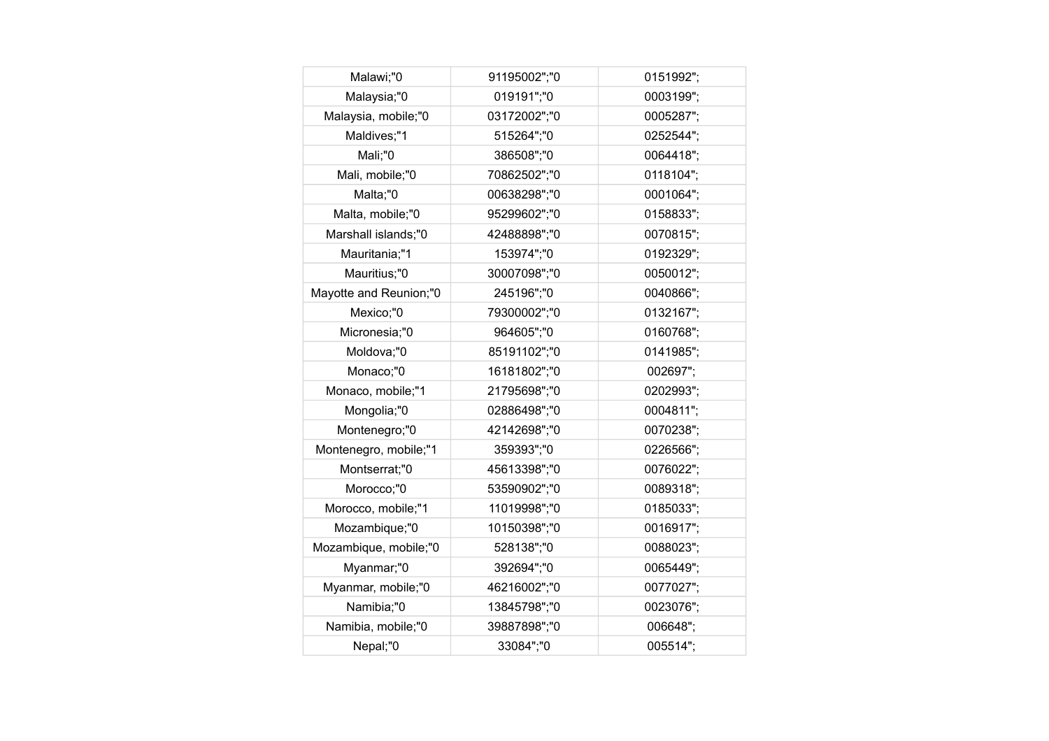| Malawi;"0 | 91195002";"0 | 0151992"; |
|---|---|---|
| Malaysia;"0 | 019191";"0 | 0003199"; |
| Malaysia, mobile;"0 | 03172002";"0 | 0005287"; |
| Maldives;"1 | 515264";"0 | 0252544"; |
| Mali;"0 | 386508";"0 | 0064418"; |
| Mali, mobile;"0 | 70862502";"0 | 0118104"; |
| Malta;"0 | 00638298";"0 | 0001064"; |
| Malta, mobile;"0 | 95299602";"0 | 0158833"; |
| Marshall islands;"0 | 42488898";"0 | 0070815"; |
| Mauritania;"1 | 153974";"0 | 0192329"; |
| Mauritius;"0 | 30007098";"0 | 0050012"; |
| Mayotte and Reunion;"0 | 245196";"0 | 0040866"; |
| Mexico;"0 | 79300002";"0 | 0132167"; |
| Micronesia;"0 | 964605";"0 | 0160768"; |
| Moldova;"0 | 85191102";"0 | 0141985"; |
| Monaco;"0 | 16181802";"0 | 002697"; |
| Monaco, mobile;"1 | 21795698";"0 | 0202993"; |
| Mongolia;"0 | 02886498";"0 | 0004811"; |
| Montenegro;"0 | 42142698";"0 | 0070238"; |
| Montenegro, mobile;"1 | 359393";"0 | 0226566"; |
| Montserrat;"0 | 45613398";"0 | 0076022"; |
| Morocco;"0 | 53590902";"0 | 0089318"; |
| Morocco, mobile;"1 | 11019998";"0 | 0185033"; |
| Mozambique;"0 | 10150398";"0 | 0016917"; |
| Mozambique, mobile;"0 | 528138";"0 | 0088023"; |
| Myanmar;"0 | 392694";"0 | 0065449"; |
| Myanmar, mobile;"0 | 46216002";"0 | 0077027"; |
| Namibia;"0 | 13845798";"0 | 0023076"; |
| Namibia, mobile;"0 | 39887898";"0 | 006648"; |
| Nepal;"0 | 33084";"0 | 005514"; |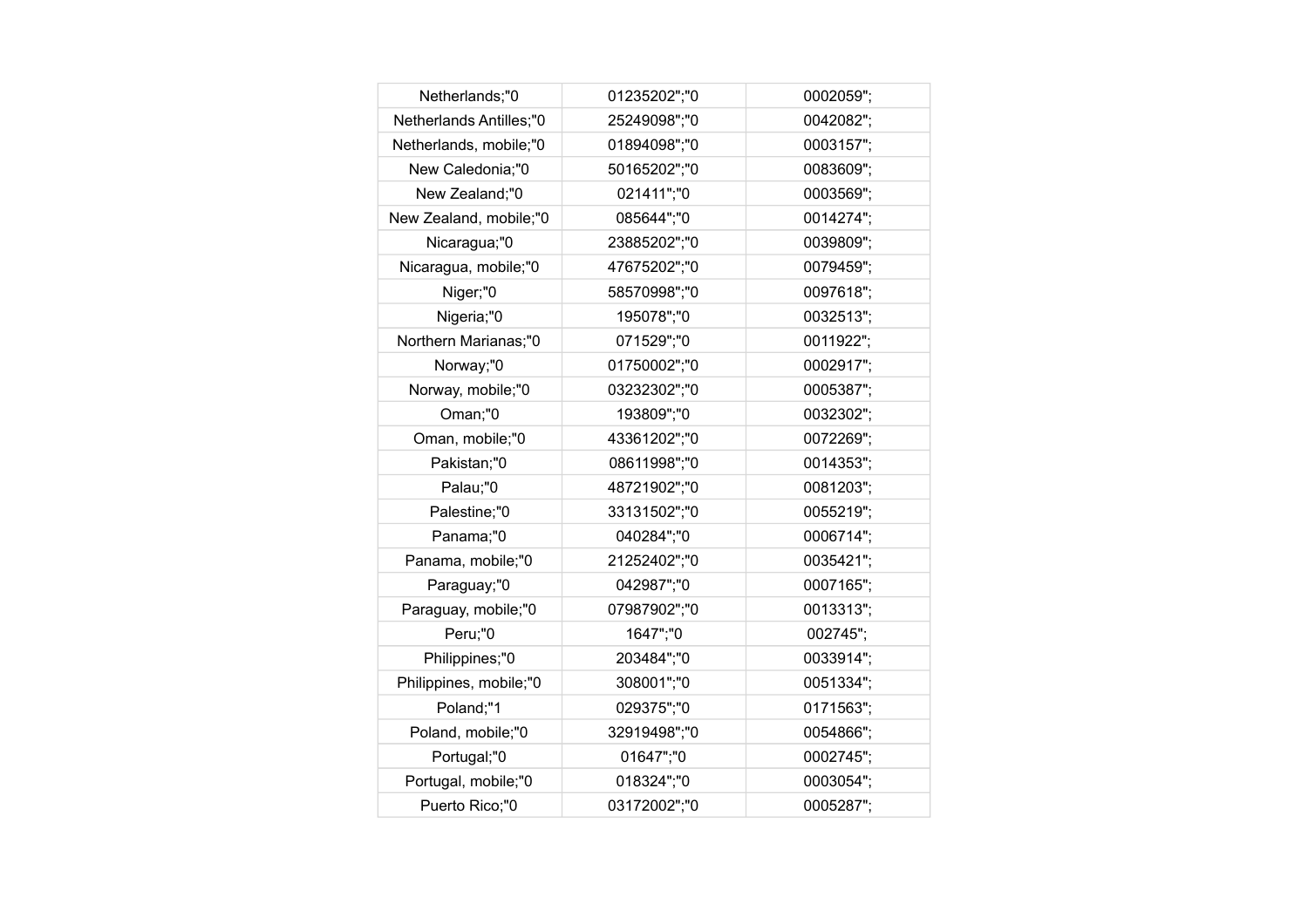| Netherlands;"0 | 01235202";"0 | 0002059"; |
|---|---|---|
| Netherlands Antilles;"0 | 25249098";"0 | 0042082"; |
| Netherlands, mobile;"0 | 01894098";"0 | 0003157"; |
| New Caledonia;"0 | 50165202";"0 | 0083609"; |
| New Zealand;"0 | 021411";"0 | 0003569"; |
| New Zealand, mobile;"0 | 085644";"0 | 0014274"; |
| Nicaragua;"0 | 23885202";"0 | 0039809"; |
| Nicaragua, mobile;"0 | 47675202";"0 | 0079459"; |
| Niger;"0 | 58570998";"0 | 0097618"; |
| Nigeria;"0 | 195078";"0 | 0032513"; |
| Northern Marianas;"0 | 071529";"0 | 0011922"; |
| Norway;"0 | 01750002";"0 | 0002917"; |
| Norway, mobile;"0 | 03232302";"0 | 0005387"; |
| Oman;"0 | 193809";"0 | 0032302"; |
| Oman, mobile;"0 | 43361202";"0 | 0072269"; |
| Pakistan;"0 | 08611998";"0 | 0014353"; |
| Palau;"0 | 48721902";"0 | 0081203"; |
| Palestine;"0 | 33131502";"0 | 0055219"; |
| Panama;"0 | 040284";"0 | 0006714"; |
| Panama, mobile;"0 | 21252402";"0 | 0035421"; |
| Paraguay;"0 | 042987";"0 | 0007165"; |
| Paraguay, mobile;"0 | 07987902";"0 | 0013313"; |
| Peru;"0 | 1647";"0 | 002745"; |
| Philippines;"0 | 203484";"0 | 0033914"; |
| Philippines, mobile;"0 | 308001";"0 | 0051334"; |
| Poland;"1 | 029375";"0 | 0171563"; |
| Poland, mobile;"0 | 32919498";"0 | 0054866"; |
| Portugal;"0 | 01647";"0 | 0002745"; |
| Portugal, mobile;"0 | 018324";"0 | 0003054"; |
| Puerto Rico;"0 | 03172002";"0 | 0005287"; |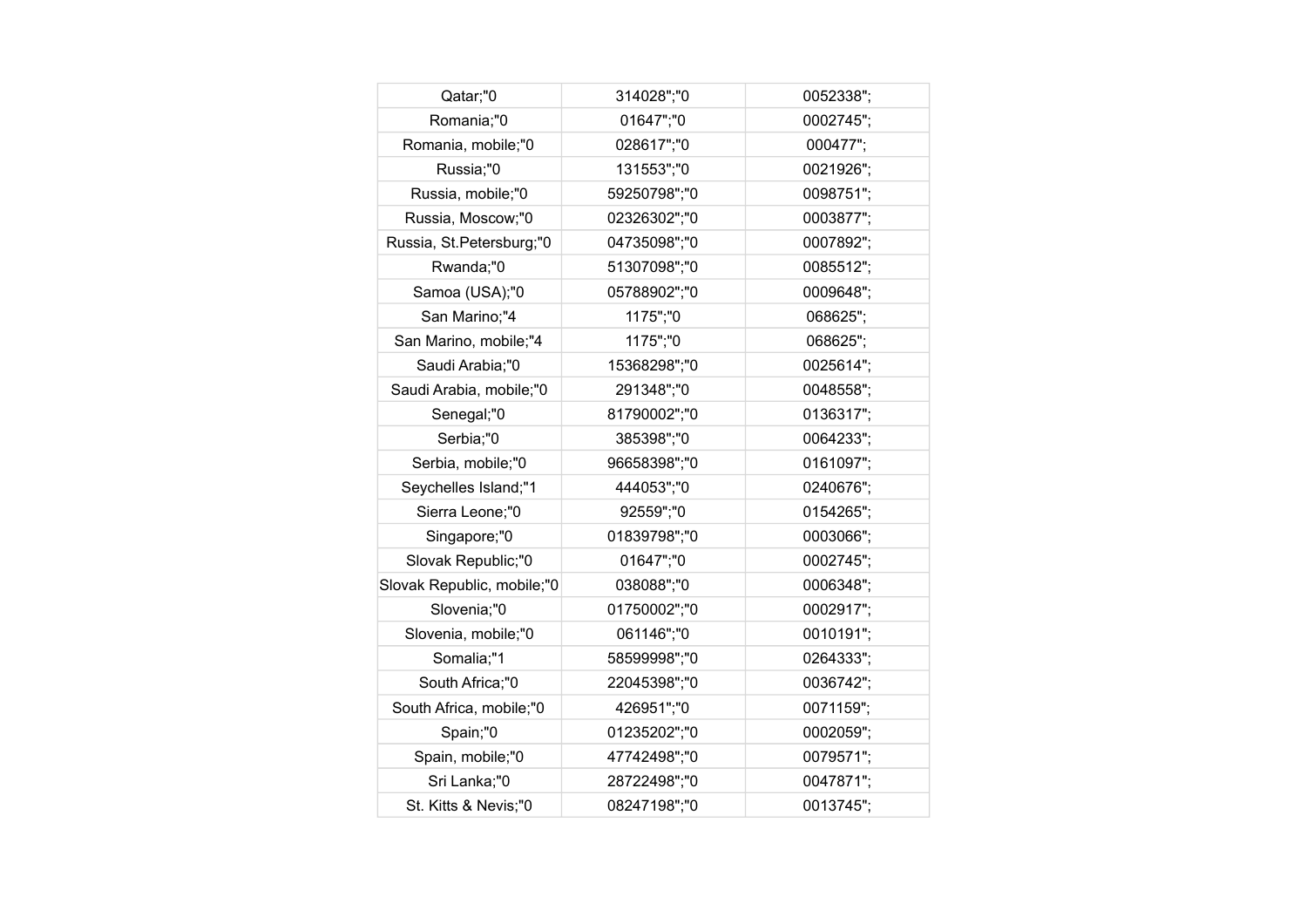| Qatar;"0 | 314028";"0 | 0052338"; |
|---|---|---|
| Romania;"0 | 01647";"0 | 0002745"; |
| Romania, mobile;"0 | 028617";"0 | 000477"; |
| Russia;"0 | 131553";"0 | 0021926"; |
| Russia, mobile;"0 | 59250798";"0 | 0098751"; |
| Russia, Moscow;"0 | 02326302";"0 | 0003877"; |
| Russia, St.Petersburg;"0 | 04735098";"0 | 0007892"; |
| Rwanda;"0 | 51307098";"0 | 0085512"; |
| Samoa (USA);"0 | 05788902";"0 | 0009648"; |
| San Marino;"4 | 1175";"0 | 068625"; |
| San Marino, mobile;"4 | 1175";"0 | 068625"; |
| Saudi Arabia;"0 | 15368298";"0 | 0025614"; |
| Saudi Arabia, mobile;"0 | 291348";"0 | 0048558"; |
| Senegal;"0 | 81790002";"0 | 0136317"; |
| Serbia;"0 | 385398";"0 | 0064233"; |
| Serbia, mobile;"0 | 96658398";"0 | 0161097"; |
| Seychelles Island;"1 | 444053";"0 | 0240676"; |
| Sierra Leone;"0 | 92559";"0 | 0154265"; |
| Singapore;"0 | 01839798";"0 | 0003066"; |
| Slovak Republic;"0 | 01647";"0 | 0002745"; |
| Slovak Republic, mobile;"0 | 038088";"0 | 0006348"; |
| Slovenia;"0 | 01750002";"0 | 0002917"; |
| Slovenia, mobile;"0 | 061146";"0 | 0010191"; |
| Somalia;"1 | 58599998";"0 | 0264333"; |
| South Africa;"0 | 22045398";"0 | 0036742"; |
| South Africa, mobile;"0 | 426951";"0 | 0071159"; |
| Spain;"0 | 01235202";"0 | 0002059"; |
| Spain, mobile;"0 | 47742498";"0 | 0079571"; |
| Sri Lanka;"0 | 28722498";"0 | 0047871"; |
| St. Kitts & Nevis;"0 | 08247198";"0 | 0013745"; |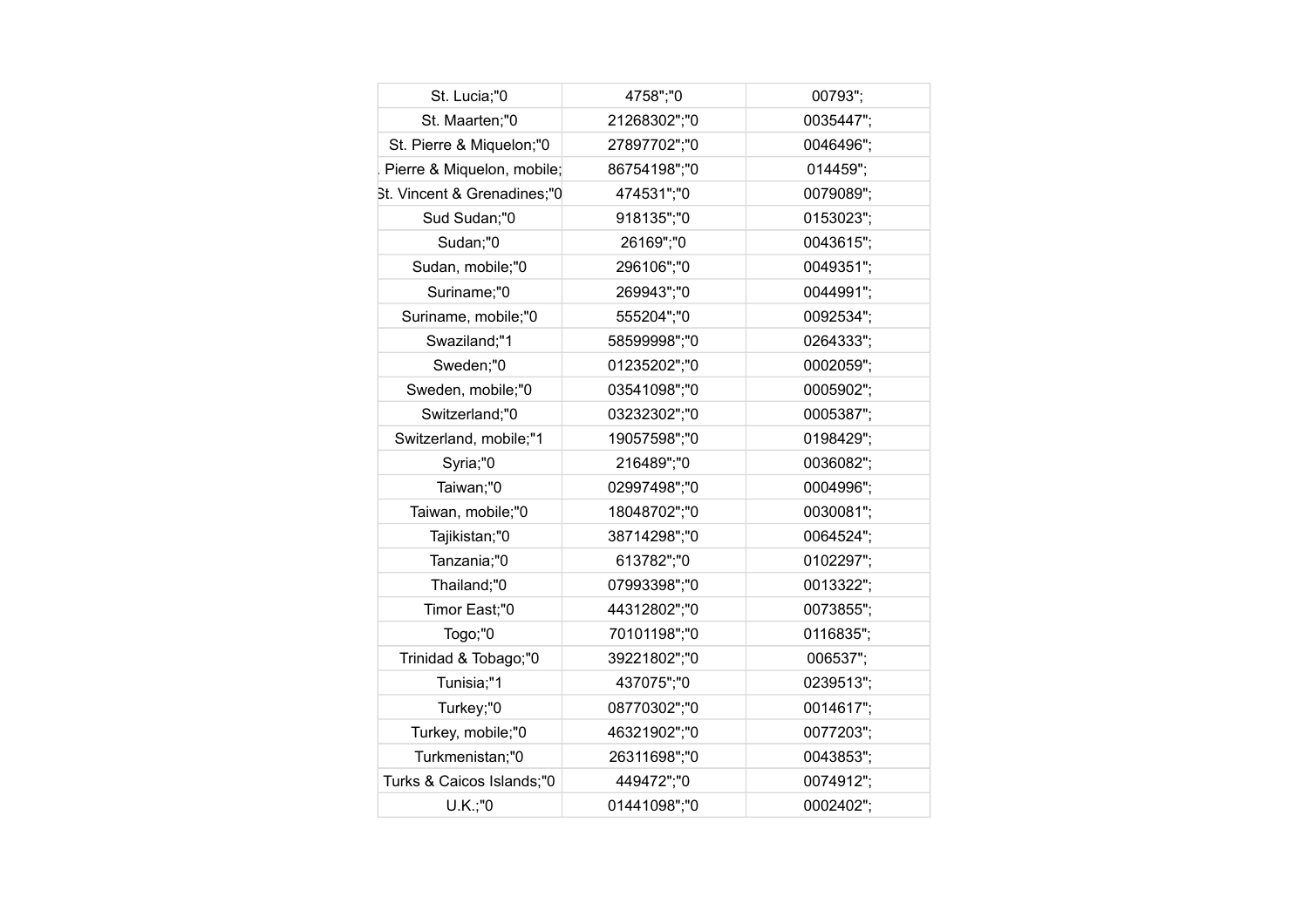| St. Lucia;"0 | 4758";"0 | 00793"; |
|---|---|---|
| St. Maarten;"0 | 21268302";"0 | 0035447"; |
| St. Pierre & Miquelon;"0 | 27897702";"0 | 0046496"; |
| . Pierre & Miquelon, mobile; | 86754198";"0 | 014459"; |
| St. Vincent & Grenadines;"0 | 474531";"0 | 0079089"; |
| Sud Sudan;"0 | 918135";"0 | 0153023"; |
| Sudan;"0 | 26169";"0 | 0043615"; |
| Sudan, mobile;"0 | 296106";"0 | 0049351"; |
| Suriname;"0 | 269943";"0 | 0044991"; |
| Suriname, mobile;"0 | 555204";"0 | 0092534"; |
| Swaziland;"1 | 58599998";"0 | 0264333"; |
| Sweden;"0 | 01235202";"0 | 0002059"; |
| Sweden, mobile;"0 | 03541098";"0 | 0005902"; |
| Switzerland;"0 | 03232302";"0 | 0005387"; |
| Switzerland, mobile;"1 | 19057598";"0 | 0198429"; |
| Syria;"0 | 216489";"0 | 0036082"; |
| Taiwan;"0 | 02997498";"0 | 0004996"; |
| Taiwan, mobile;"0 | 18048702";"0 | 0030081"; |
| Tajikistan;"0 | 38714298";"0 | 0064524"; |
| Tanzania;"0 | 613782";"0 | 0102297"; |
| Thailand;"0 | 07993398";"0 | 0013322"; |
| Timor East;"0 | 44312802";"0 | 0073855"; |
| Togo;"0 | 70101198";"0 | 0116835"; |
| Trinidad & Tobago;"0 | 39221802";"0 | 006537"; |
| Tunisia;"1 | 437075";"0 | 0239513"; |
| Turkey;"0 | 08770302";"0 | 0014617"; |
| Turkey, mobile;"0 | 46321902";"0 | 0077203"; |
| Turkmenistan;"0 | 26311698";"0 | 0043853"; |
| Turks & Caicos Islands;"0 | 449472";"0 | 0074912"; |
| U.K.;"0 | 01441098";"0 | 0002402"; |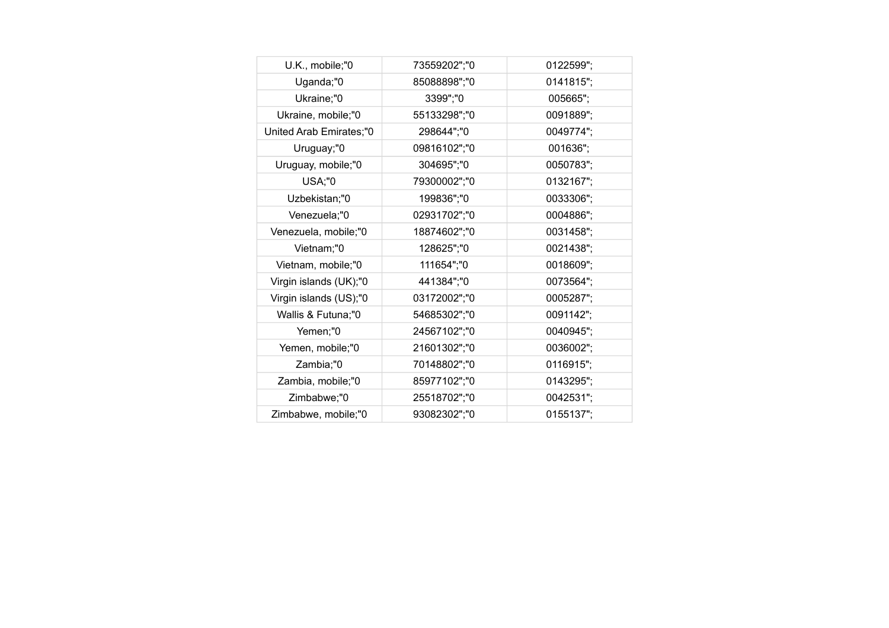| | | |
|---|---|---|
| U.K., mobile;"0 | 73559202";"0 | 0122599"; |
| Uganda;"0 | 85088898";"0 | 0141815"; |
| Ukraine;"0 | 3399";"0 | 005665"; |
| Ukraine, mobile;"0 | 55133298";"0 | 0091889"; |
| United Arab Emirates;"0 | 298644";"0 | 0049774"; |
| Uruguay;"0 | 09816102";"0 | 001636"; |
| Uruguay, mobile;"0 | 304695";"0 | 0050783"; |
| USA;"0 | 79300002";"0 | 0132167"; |
| Uzbekistan;"0 | 199836";"0 | 0033306"; |
| Venezuela;"0 | 02931702";"0 | 0004886"; |
| Venezuela, mobile;"0 | 18874602";"0 | 0031458"; |
| Vietnam;"0 | 128625";"0 | 0021438"; |
| Vietnam, mobile;"0 | 111654";"0 | 0018609"; |
| Virgin islands (UK);"0 | 441384";"0 | 0073564"; |
| Virgin islands (US);"0 | 03172002";"0 | 0005287"; |
| Wallis & Futuna;"0 | 54685302";"0 | 0091142"; |
| Yemen;"0 | 24567102";"0 | 0040945"; |
| Yemen, mobile;"0 | 21601302";"0 | 0036002"; |
| Zambia;"0 | 70148802";"0 | 0116915"; |
| Zambia, mobile;"0 | 85977102";"0 | 0143295"; |
| Zimbabwe;"0 | 25518702";"0 | 0042531"; |
| Zimbabwe, mobile;"0 | 93082302";"0 | 0155137"; |